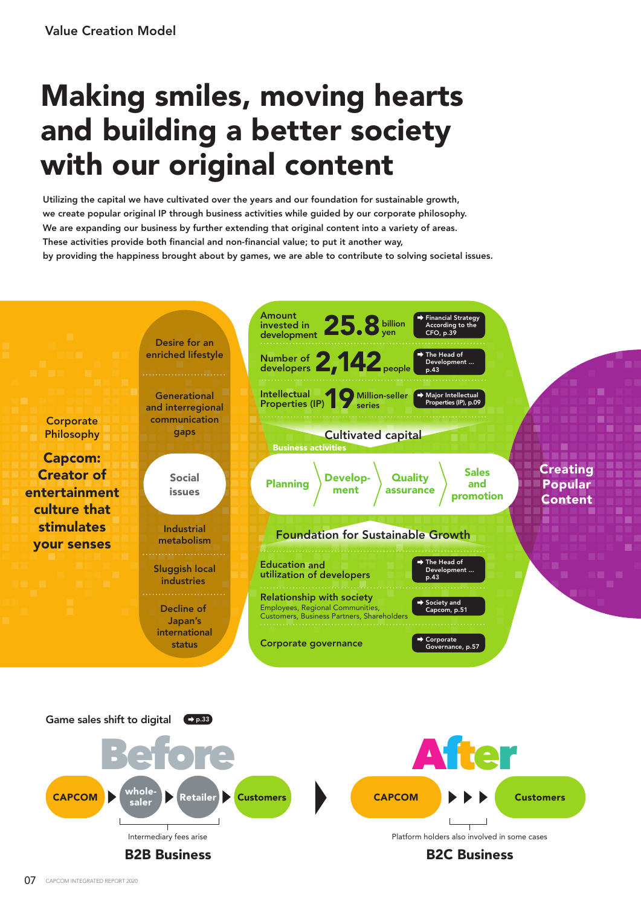Value Creation Model

# Making smiles, moving hearts and building a better society with our original content

Utilizing the capital we have cultivated over the years and our foundation for sustainable growth, we create popular original IP through business activities while guided by our corporate philosophy. We are expanding our business by further extending that original content into a variety of areas. These activities provide both financial and non-financial value; to put it another way, by providing the happiness brought about by games, we are able to contribute to solving societal issues.

**Corporate Philosophy**

**Capcom: Creator of entertainment culture that stimulates your senses**

**Social issues**

- Desire for an enriched lifestyle
- Generational and interregional communication gaps
- Industrial metabolism
- Sluggish local industries
- Decline of Japan's international status

**Cultivated capital**

- Amount invested in development **25.8** billion yen ➡ Financial Strategy According to the CFO, p.39
- Number of developers **2,142** people ➡ The Head of Development ... p.43
- Intellectual Properties (IP) **19** Million-seller series ➡ Major Intellectual Properties (IP), p.09

**Business activities**

Planning › Development › Quality assurance › Sales and promotion

**Foundation for Sustainable Growth**

- Education and utilization of developers ➡ The Head of Development ... p.43
- Relationship with society: Employees, Regional Communities, Customers, Business Partners, Shareholders ➡ Society and Capcom, p.51
- Corporate governance ➡ Corporate Governance, p.57

**Creating Popular Content**

## Game sales shift to digital ➡ p.33

**Before**

CAPCOM ▶ wholesaler ▶ Retailer ▶ Customers

Intermediary fees arise

**B2B Business**

**After**

CAPCOM ▶▶▶ Customers

Platform holders also involved in some cases

**B2C Business**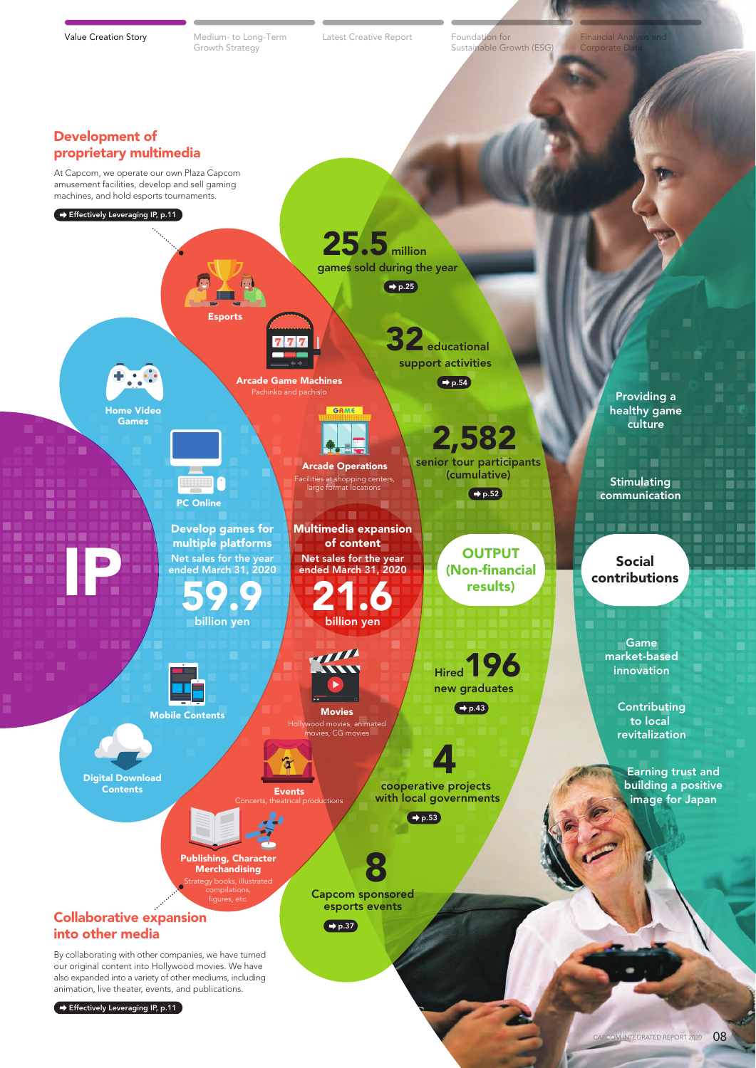## Development of proprietary multimedia

At Capcom, we operate our own Plaza Capcom amusement facilities, develop and sell gaming machines, and hold esports tournaments.

➡ Effectively Leveraging IP, p.11

Esports

Arcade Game Machines
Pachinko and pachislo

Arcade Operations
Facilities at shopping centers, large format locations

Home Video Games

PC Online

# IP

**Develop games for multiple platforms**
Net sales for the year ended March 31, 2020
**59.9** billion yen

**Multimedia expansion of content**
Net sales for the year ended March 31, 2020
**21.6** billion yen

Mobile Contents

Digital Download Contents

Movies
Hollywood movies, animated movies, CG movies

Events
Concerts, theatrical productions

Publishing, Character Merchandising
Strategy books, illustrated compilations, figures, etc.

## Collaborative expansion into other media

By collaborating with other companies, we have turned our original content into Hollywood movies. We have also expanded into a variety of other mediums, including animation, live theater, events, and publications.

➡ Effectively Leveraging IP, p.11

**25.5** million games sold during the year ➡ p.25

**32** educational support activities ➡ p.54

**2,582** senior tour participants (cumulative) ➡ p.52

**OUTPUT (Non-financial results)**

Hired **196** new graduates ➡ p.43

**4** cooperative projects with local governments ➡ p.53

**8** Capcom sponsored esports events ➡ p.37

**Social contributions**

- Providing a healthy game culture
- Stimulating communication
- Game market-based innovation
- Contributing to local revitalization
- Earning trust and building a positive image for Japan